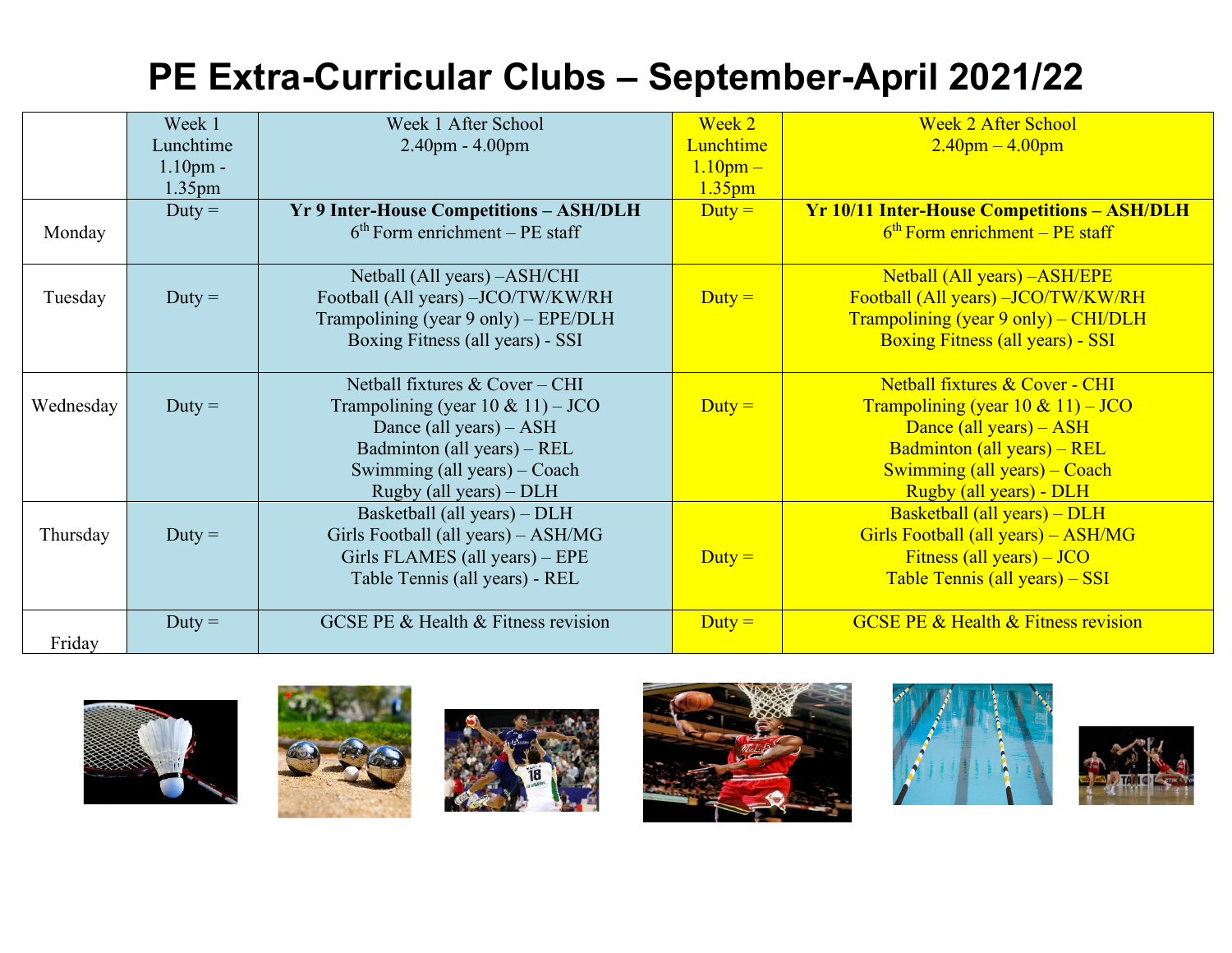# PE Extra-Curricular Clubs – September-April 2021/22

| | Week 1 Lunchtime 1.10pm - 1.35pm | Week 1 After School 2.40pm - 4.00pm | Week 2 Lunchtime 1.10pm – 1.35pm | Week 2 After School 2.40pm – 4.00pm |
|---|---|---|---|---|
| Monday | Duty = | **Yr 9 Inter-House Competitions – ASH/DLH**<br>6th Form enrichment – PE staff | Duty = | **Yr 10/11 Inter-House Competitions – ASH/DLH**<br>6th Form enrichment – PE staff |
| Tuesday | Duty = | Netball (All years) –ASH/CHI<br>Football (All years) –JCO/TW/KW/RH<br>Trampolining (year 9 only) – EPE/DLH<br>Boxing Fitness (all years) - SSI | Duty = | Netball (All years) –ASH/EPE<br>Football (All years) –JCO/TW/KW/RH<br>Trampolining (year 9 only) – CHI/DLH<br>Boxing Fitness (all years) - SSI |
| Wednesday | Duty = | Netball fixtures & Cover – CHI<br>Trampolining (year 10 & 11) – JCO<br>Dance (all years) – ASH<br>Badminton (all years) – REL<br>Swimming (all years) – Coach<br>Rugby (all years) – DLH | Duty = | Netball fixtures & Cover - CHI<br>Trampolining (year 10 & 11) – JCO<br>Dance (all years) – ASH<br>Badminton (all years) – REL<br>Swimming (all years) – Coach<br>Rugby (all years) - DLH |
| Thursday | Duty = | Basketball (all years) – DLH<br>Girls Football (all years) – ASH/MG<br>Girls FLAMES (all years) – EPE<br>Table Tennis (all years) - REL | Duty = | Basketball (all years) – DLH<br>Girls Football (all years) – ASH/MG<br>Fitness (all years) – JCO<br>Table Tennis (all years) – SSI |
| Friday | Duty = | GCSE PE & Health & Fitness revision | Duty = | GCSE PE & Health & Fitness revision |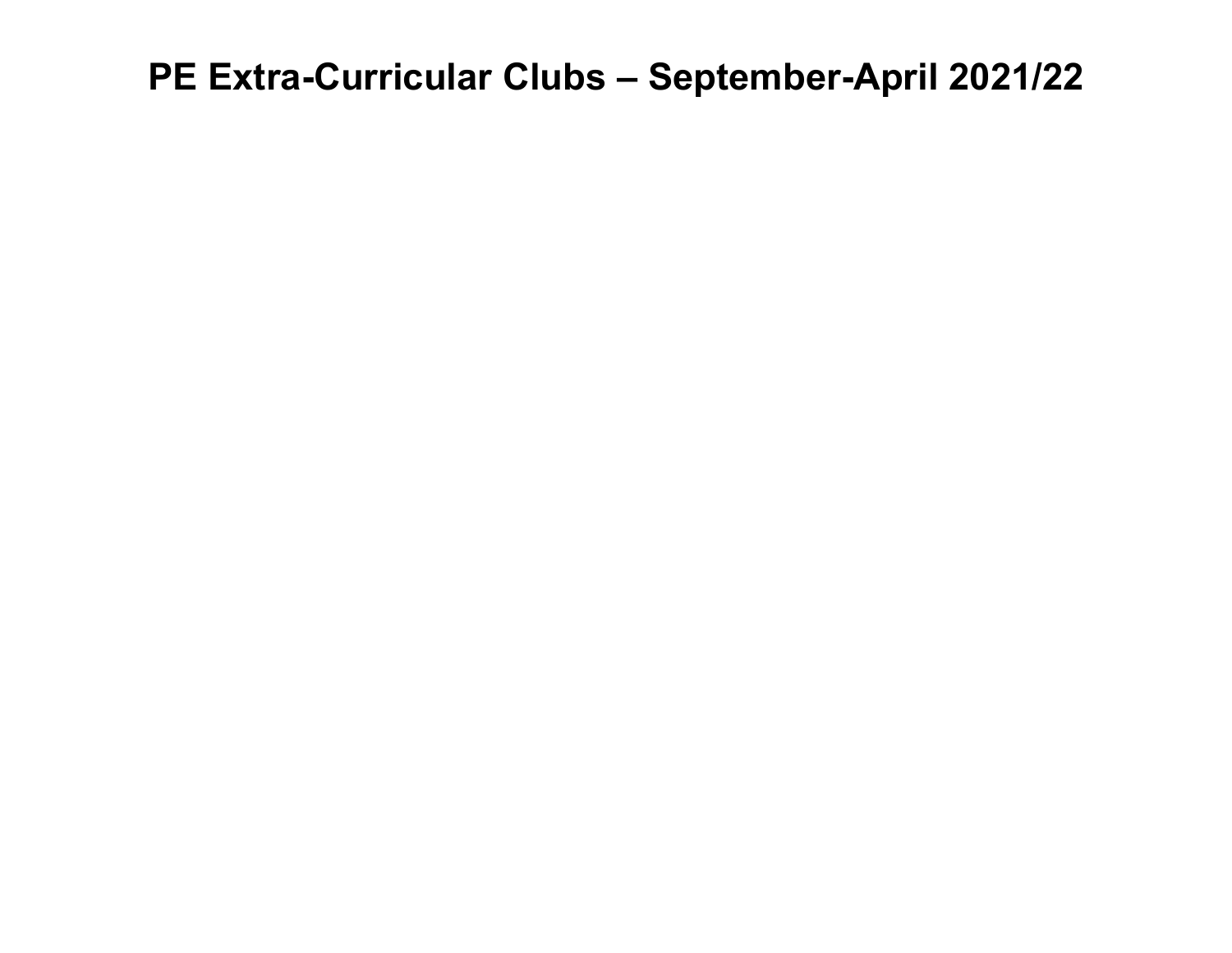# PE Extra-Curricular Clubs – September-April 2021/22